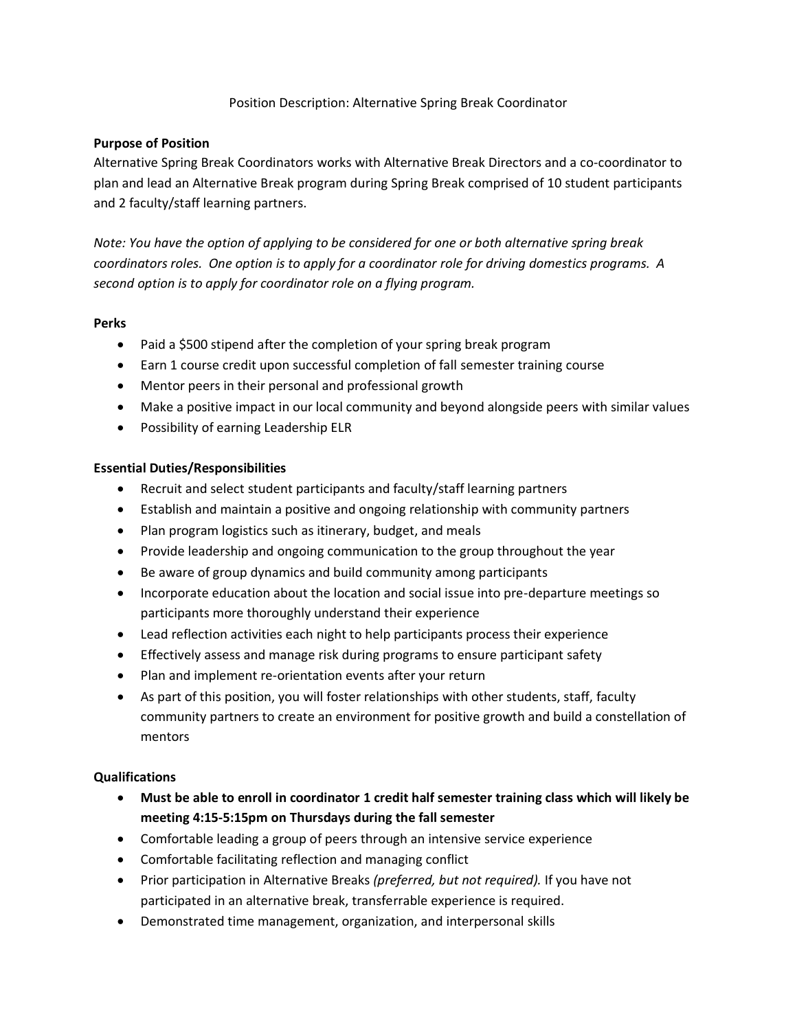# Position Description: Alternative Spring Break Coordinator

**Purpose of Position**

Alternative Spring Break Coordinators works with Alternative Break Directors and a co-coordinator to plan and lead an Alternative Break program during Spring Break comprised of 10 student participants and 2 faculty/staff learning partners.

*Note: You have the option of applying to be considered for one or both alternative spring break coordinators roles. One option is to apply for a coordinator role for driving domestics programs. A second option is to apply for coordinator role on a flying program.*

**Perks**

- Paid a $500 stipend after the completion of your spring break program
- Earn 1 course credit upon successful completion of fall semester training course
- Mentor peers in their personal and professional growth
- Make a positive impact in our local community and beyond alongside peers with similar values
- Possibility of earning Leadership ELR

**Essential Duties/Responsibilities**

- Recruit and select student participants and faculty/staff learning partners
- Establish and maintain a positive and ongoing relationship with community partners
- Plan program logistics such as itinerary, budget, and meals
- Provide leadership and ongoing communication to the group throughout the year
- Be aware of group dynamics and build community among participants
- Incorporate education about the location and social issue into pre-departure meetings so participants more thoroughly understand their experience
- Lead reflection activities each night to help participants process their experience
- Effectively assess and manage risk during programs to ensure participant safety
- Plan and implement re-orientation events after your return
- As part of this position, you will foster relationships with other students, staff, faculty community partners to create an environment for positive growth and build a constellation of mentors

**Qualifications**

- **Must be able to enroll in coordinator 1 credit half semester training class which will likely be meeting 4:15-5:15pm on Thursdays during the fall semester**
- Comfortable leading a group of peers through an intensive service experience
- Comfortable facilitating reflection and managing conflict
- Prior participation in Alternative Breaks *(preferred, but not required).* If you have not participated in an alternative break, transferrable experience is required.
- Demonstrated time management, organization, and interpersonal skills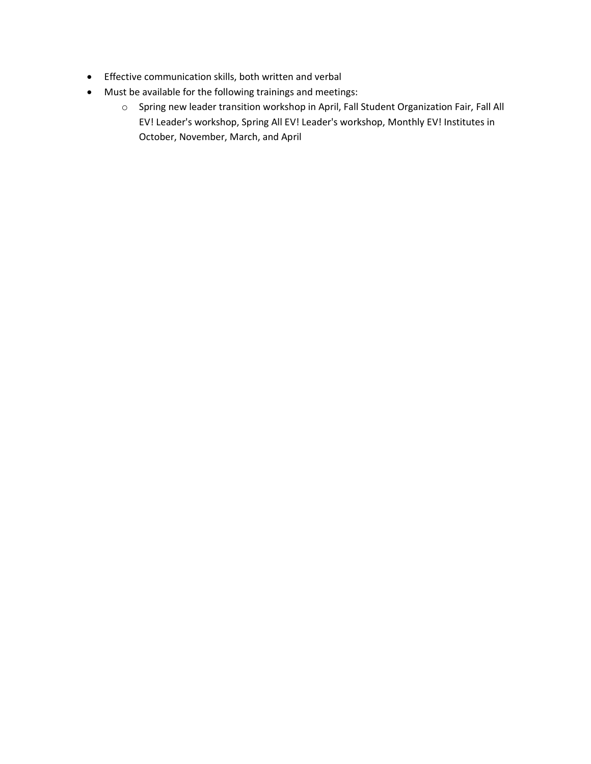- Effective communication skills, both written and verbal
- Must be available for the following trainings and meetings:
  - Spring new leader transition workshop in April, Fall Student Organization Fair, Fall All EV! Leader's workshop, Spring All EV! Leader's workshop, Monthly EV! Institutes in October, November, March, and April